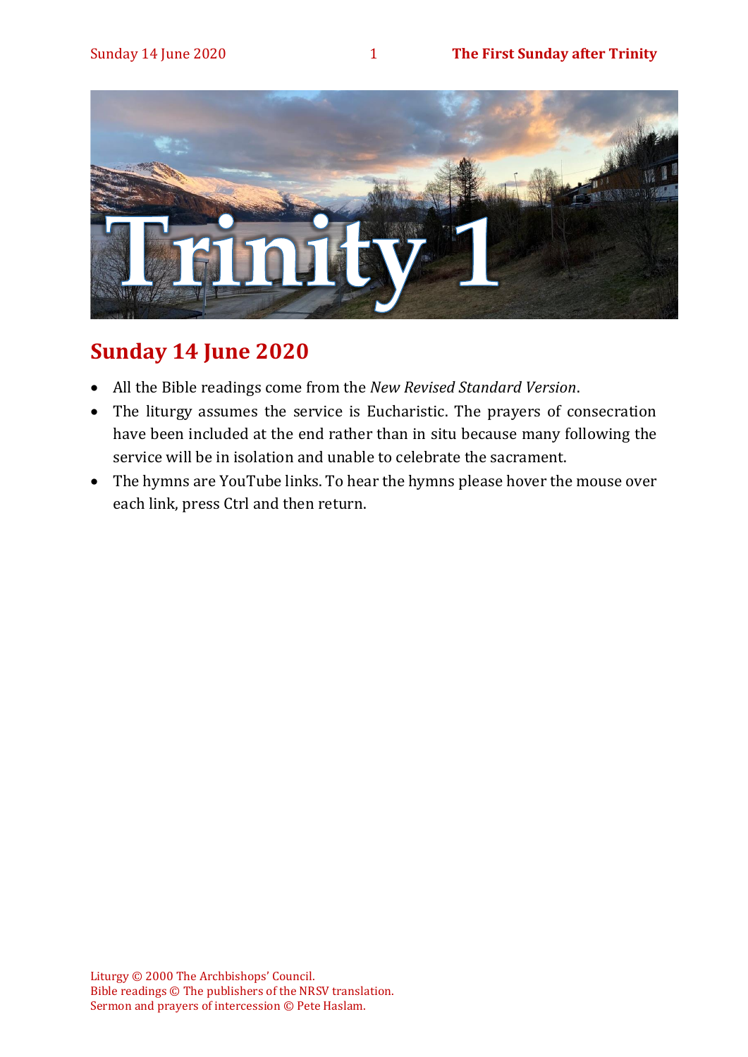# Trinity 1

## Sunday 14 June 2020

- All the Bible readings come from the *New Revised Standard Version*.
- The liturgy assumes the service is Eucharistic. The prayers of consecration have been included at the end rather than in situ because many following the service will be in isolation and unable to celebrate the sacrament.
- The hymns are YouTube links. To hear the hymns please hover the mouse over each link, press Ctrl and then return.

Liturgy © 2000 The Archbishops' Council.
Bible readings © The publishers of the NRSV translation.
Sermon and prayers of intercession © Pete Haslam.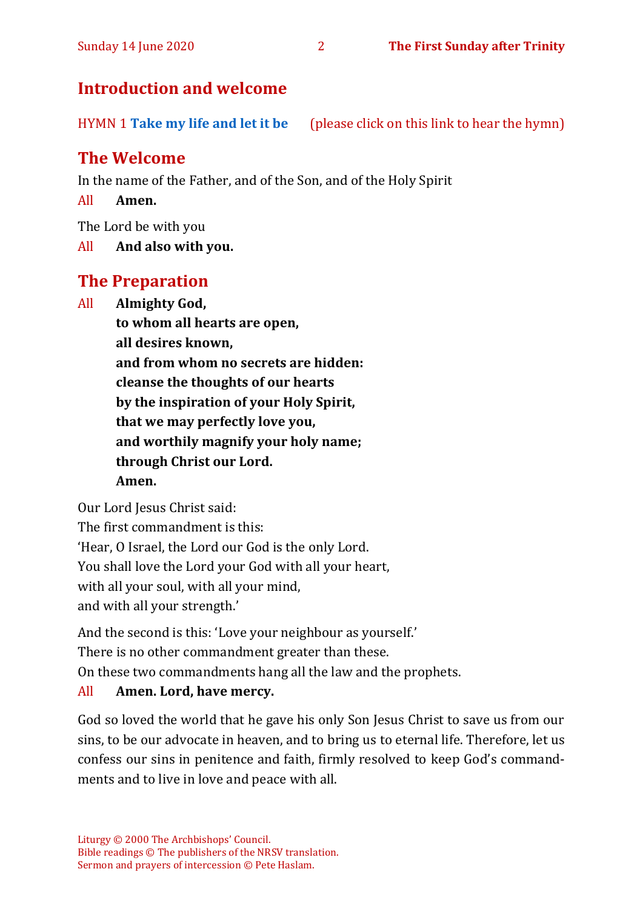## Introduction and welcome

HYMN 1 **Take my life and let it be** (please click on this link to hear the hymn)

## The Welcome

In the name of the Father, and of the Son, and of the Holy Spirit

All **Amen.**

The Lord be with you

All **And also with you.**

## The Preparation

All **Almighty God,**
**to whom all hearts are open,**
**all desires known,**
**and from whom no secrets are hidden:**
**cleanse the thoughts of our hearts**
**by the inspiration of your Holy Spirit,**
**that we may perfectly love you,**
**and worthily magnify your holy name;**
**through Christ our Lord.**
**Amen.**

Our Lord Jesus Christ said:
The first commandment is this:
'Hear, O Israel, the Lord our God is the only Lord.
You shall love the Lord your God with all your heart,
with all your soul, with all your mind,
and with all your strength.'

And the second is this: 'Love your neighbour as yourself.'
There is no other commandment greater than these.
On these two commandments hang all the law and the prophets.

All **Amen. Lord, have mercy.**

God so loved the world that he gave his only Son Jesus Christ to save us from our sins, to be our advocate in heaven, and to bring us to eternal life. Therefore, let us confess our sins in penitence and faith, firmly resolved to keep God's commandments and to live in love and peace with all.

Liturgy © 2000 The Archbishops' Council.
Bible readings © The publishers of the NRSV translation.
Sermon and prayers of intercession © Pete Haslam.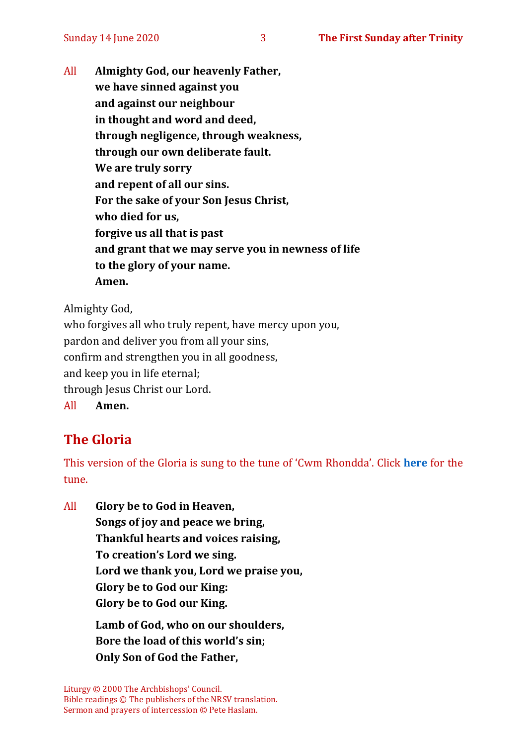All **Almighty God, our heavenly Father,**
**we have sinned against you**
**and against our neighbour**
**in thought and word and deed,**
**through negligence, through weakness,**
**through our own deliberate fault.**
**We are truly sorry**
**and repent of all our sins.**
**For the sake of your Son Jesus Christ,**
**who died for us,**
**forgive us all that is past**
**and grant that we may serve you in newness of life**
**to the glory of your name.**
**Amen.**

Almighty God,
who forgives all who truly repent, have mercy upon you,
pardon and deliver you from all your sins,
confirm and strengthen you in all goodness,
and keep you in life eternal;
through Jesus Christ our Lord.

All **Amen.**

## The Gloria

This version of the Gloria is sung to the tune of 'Cwm Rhondda'. Click **here** for the tune.

All **Glory be to God in Heaven,**
**Songs of joy and peace we bring,**
**Thankful hearts and voices raising,**
**To creation's Lord we sing.**
**Lord we thank you, Lord we praise you,**
**Glory be to God our King:**
**Glory be to God our King.**

**Lamb of God, who on our shoulders,**
**Bore the load of this world's sin;**
**Only Son of God the Father,**

Liturgy © 2000 The Archbishops' Council.
Bible readings © The publishers of the NRSV translation.
Sermon and prayers of intercession © Pete Haslam.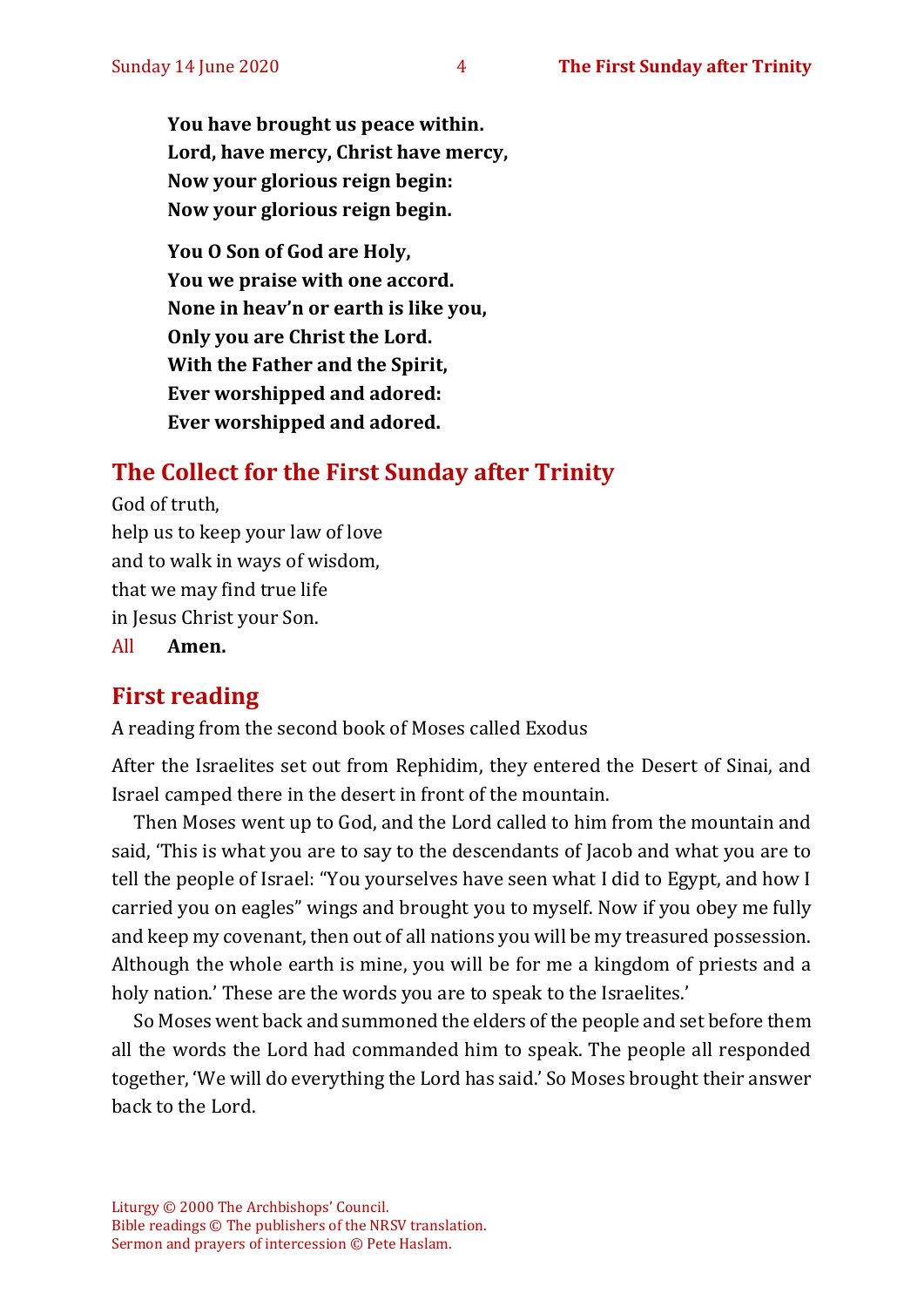**You have brought us peace within.**
**Lord, have mercy, Christ have mercy,**
**Now your glorious reign begin:**
**Now your glorious reign begin.**

**You O Son of God are Holy,**
**You we praise with one accord.**
**None in heav'n or earth is like you,**
**Only you are Christ the Lord.**
**With the Father and the Spirit,**
**Ever worshipped and adored:**
**Ever worshipped and adored.**

## The Collect for the First Sunday after Trinity

God of truth,
help us to keep your law of love
and to walk in ways of wisdom,
that we may find true life
in Jesus Christ your Son.
All **Amen.**

## First reading

A reading from the second book of Moses called Exodus

After the Israelites set out from Rephidim, they entered the Desert of Sinai, and Israel camped there in the desert in front of the mountain.

Then Moses went up to God, and the Lord called to him from the mountain and said, 'This is what you are to say to the descendants of Jacob and what you are to tell the people of Israel: "You yourselves have seen what I did to Egypt, and how I carried you on eagles" wings and brought you to myself. Now if you obey me fully and keep my covenant, then out of all nations you will be my treasured possession. Although the whole earth is mine, you will be for me a kingdom of priests and a holy nation.' These are the words you are to speak to the Israelites.'

So Moses went back and summoned the elders of the people and set before them all the words the Lord had commanded him to speak. The people all responded together, 'We will do everything the Lord has said.' So Moses brought their answer back to the Lord.

Liturgy © 2000 The Archbishops' Council.
Bible readings © The publishers of the NRSV translation.
Sermon and prayers of intercession © Pete Haslam.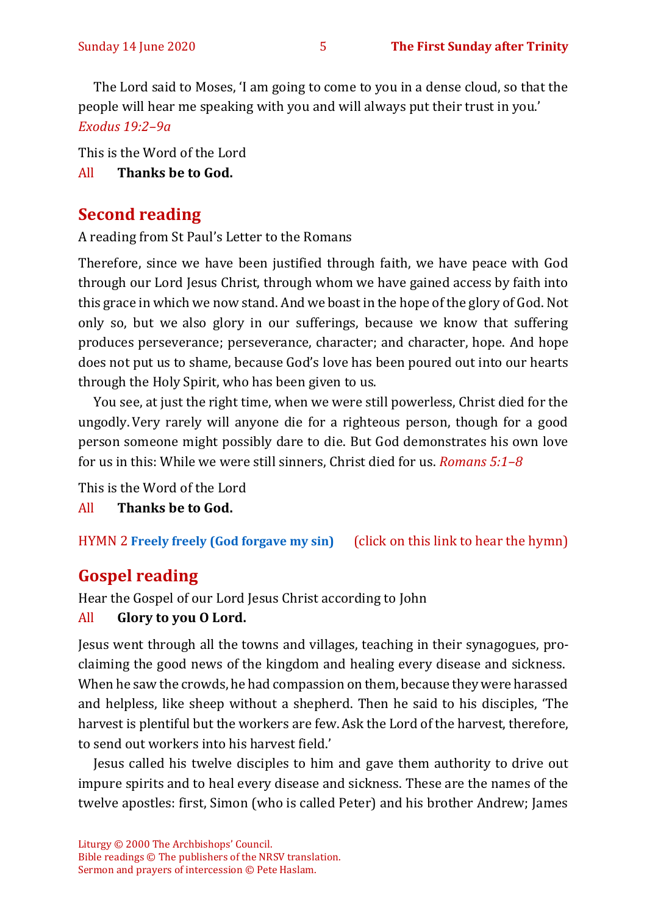The Lord said to Moses, 'I am going to come to you in a dense cloud, so that the people will hear me speaking with you and will always put their trust in you.' *Exodus 19:2–9a*

This is the Word of the Lord

All **Thanks be to God.**

## Second reading

A reading from St Paul's Letter to the Romans

Therefore, since we have been justified through faith, we have peace with God through our Lord Jesus Christ, through whom we have gained access by faith into this grace in which we now stand. And we boast in the hope of the glory of God. Not only so, but we also glory in our sufferings, because we know that suffering produces perseverance; perseverance, character; and character, hope. And hope does not put us to shame, because God's love has been poured out into our hearts through the Holy Spirit, who has been given to us.

You see, at just the right time, when we were still powerless, Christ died for the ungodly. Very rarely will anyone die for a righteous person, though for a good person someone might possibly dare to die. But God demonstrates his own love for us in this: While we were still sinners, Christ died for us. *Romans 5:1–8*

This is the Word of the Lord

All **Thanks be to God.**

HYMN 2 **Freely freely (God forgave my sin)** (click on this link to hear the hymn)

## Gospel reading

Hear the Gospel of our Lord Jesus Christ according to John

All **Glory to you O Lord.**

Jesus went through all the towns and villages, teaching in their synagogues, proclaiming the good news of the kingdom and healing every disease and sickness. When he saw the crowds, he had compassion on them, because they were harassed and helpless, like sheep without a shepherd. Then he said to his disciples, 'The harvest is plentiful but the workers are few. Ask the Lord of the harvest, therefore, to send out workers into his harvest field.'

Jesus called his twelve disciples to him and gave them authority to drive out impure spirits and to heal every disease and sickness. These are the names of the twelve apostles: first, Simon (who is called Peter) and his brother Andrew; James

Liturgy © 2000 The Archbishops' Council.
Bible readings © The publishers of the NRSV translation.
Sermon and prayers of intercession © Pete Haslam.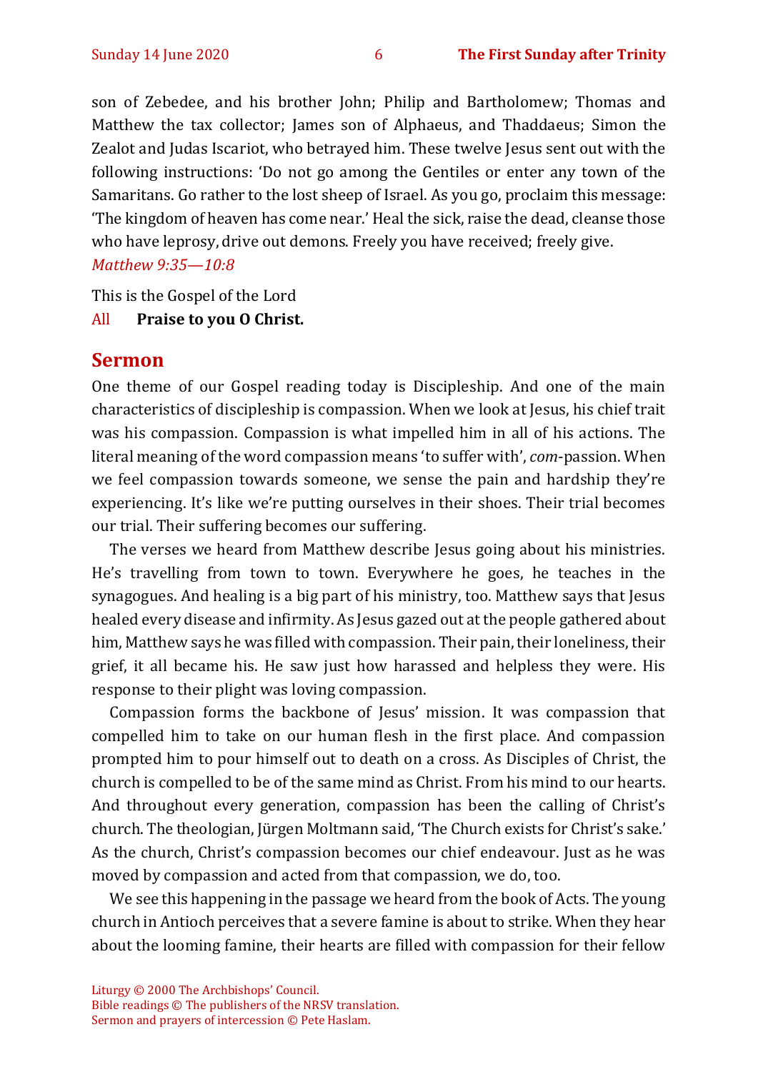son of Zebedee, and his brother John; Philip and Bartholomew; Thomas and Matthew the tax collector; James son of Alphaeus, and Thaddaeus; Simon the Zealot and Judas Iscariot, who betrayed him. These twelve Jesus sent out with the following instructions: 'Do not go among the Gentiles or enter any town of the Samaritans. Go rather to the lost sheep of Israel. As you go, proclaim this message: 'The kingdom of heaven has come near.' Heal the sick, raise the dead, cleanse those who have leprosy, drive out demons. Freely you have received; freely give.
*Matthew 9:35—10:8*

This is the Gospel of the Lord

All **Praise to you O Christ.**

## Sermon

One theme of our Gospel reading today is Discipleship. And one of the main characteristics of discipleship is compassion. When we look at Jesus, his chief trait was his compassion. Compassion is what impelled him in all of his actions. The literal meaning of the word compassion means 'to suffer with', *com*-passion. When we feel compassion towards someone, we sense the pain and hardship they're experiencing. It's like we're putting ourselves in their shoes. Their trial becomes our trial. Their suffering becomes our suffering.

The verses we heard from Matthew describe Jesus going about his ministries. He's travelling from town to town. Everywhere he goes, he teaches in the synagogues. And healing is a big part of his ministry, too. Matthew says that Jesus healed every disease and infirmity. As Jesus gazed out at the people gathered about him, Matthew says he was filled with compassion. Their pain, their loneliness, their grief, it all became his. He saw just how harassed and helpless they were. His response to their plight was loving compassion.

Compassion forms the backbone of Jesus' mission. It was compassion that compelled him to take on our human flesh in the first place. And compassion prompted him to pour himself out to death on a cross. As Disciples of Christ, the church is compelled to be of the same mind as Christ. From his mind to our hearts. And throughout every generation, compassion has been the calling of Christ's church. The theologian, Jürgen Moltmann said, 'The Church exists for Christ's sake.' As the church, Christ's compassion becomes our chief endeavour. Just as he was moved by compassion and acted from that compassion, we do, too.

We see this happening in the passage we heard from the book of Acts. The young church in Antioch perceives that a severe famine is about to strike. When they hear about the looming famine, their hearts are filled with compassion for their fellow

Liturgy © 2000 The Archbishops' Council.
Bible readings © The publishers of the NRSV translation.
Sermon and prayers of intercession © Pete Haslam.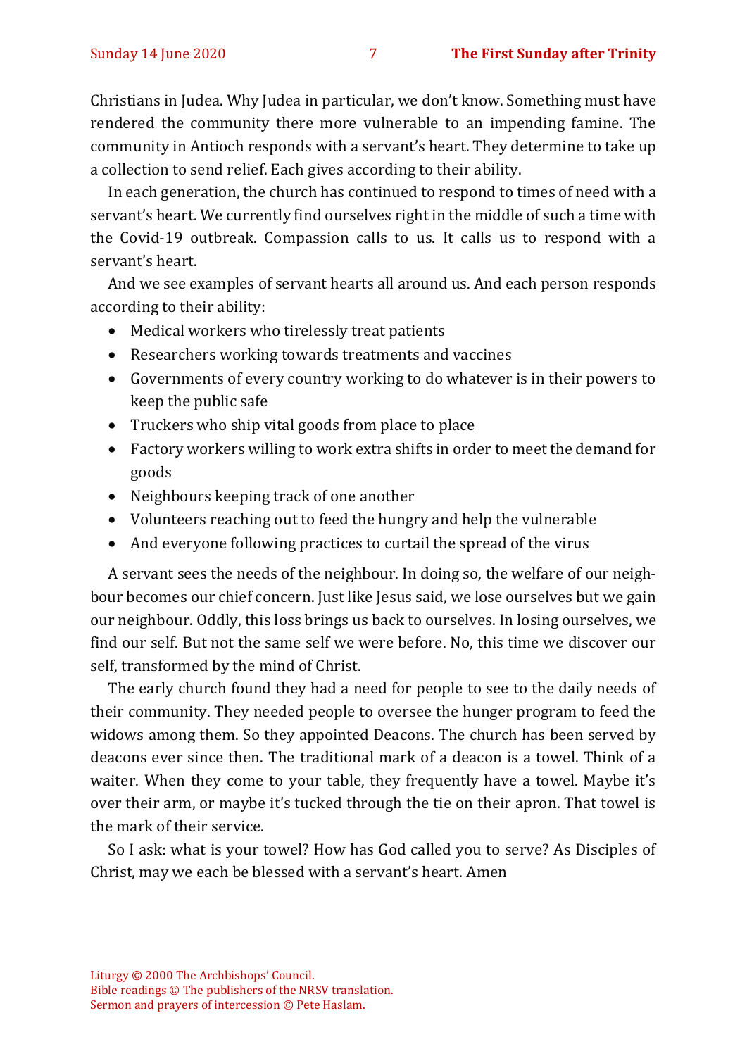Christians in Judea. Why Judea in particular, we don't know. Something must have rendered the community there more vulnerable to an impending famine. The community in Antioch responds with a servant's heart. They determine to take up a collection to send relief. Each gives according to their ability.

In each generation, the church has continued to respond to times of need with a servant's heart. We currently find ourselves right in the middle of such a time with the Covid-19 outbreak. Compassion calls to us. It calls us to respond with a servant's heart.

And we see examples of servant hearts all around us. And each person responds according to their ability:

- Medical workers who tirelessly treat patients
- Researchers working towards treatments and vaccines
- Governments of every country working to do whatever is in their powers to keep the public safe
- Truckers who ship vital goods from place to place
- Factory workers willing to work extra shifts in order to meet the demand for goods
- Neighbours keeping track of one another
- Volunteers reaching out to feed the hungry and help the vulnerable
- And everyone following practices to curtail the spread of the virus

A servant sees the needs of the neighbour. In doing so, the welfare of our neighbour becomes our chief concern. Just like Jesus said, we lose ourselves but we gain our neighbour. Oddly, this loss brings us back to ourselves. In losing ourselves, we find our self. But not the same self we were before. No, this time we discover our self, transformed by the mind of Christ.

The early church found they had a need for people to see to the daily needs of their community. They needed people to oversee the hunger program to feed the widows among them. So they appointed Deacons. The church has been served by deacons ever since then. The traditional mark of a deacon is a towel. Think of a waiter. When they come to your table, they frequently have a towel. Maybe it's over their arm, or maybe it's tucked through the tie on their apron. That towel is the mark of their service.

So I ask: what is your towel? How has God called you to serve? As Disciples of Christ, may we each be blessed with a servant's heart. Amen

Liturgy © 2000 The Archbishops' Council.
Bible readings © The publishers of the NRSV translation.
Sermon and prayers of intercession © Pete Haslam.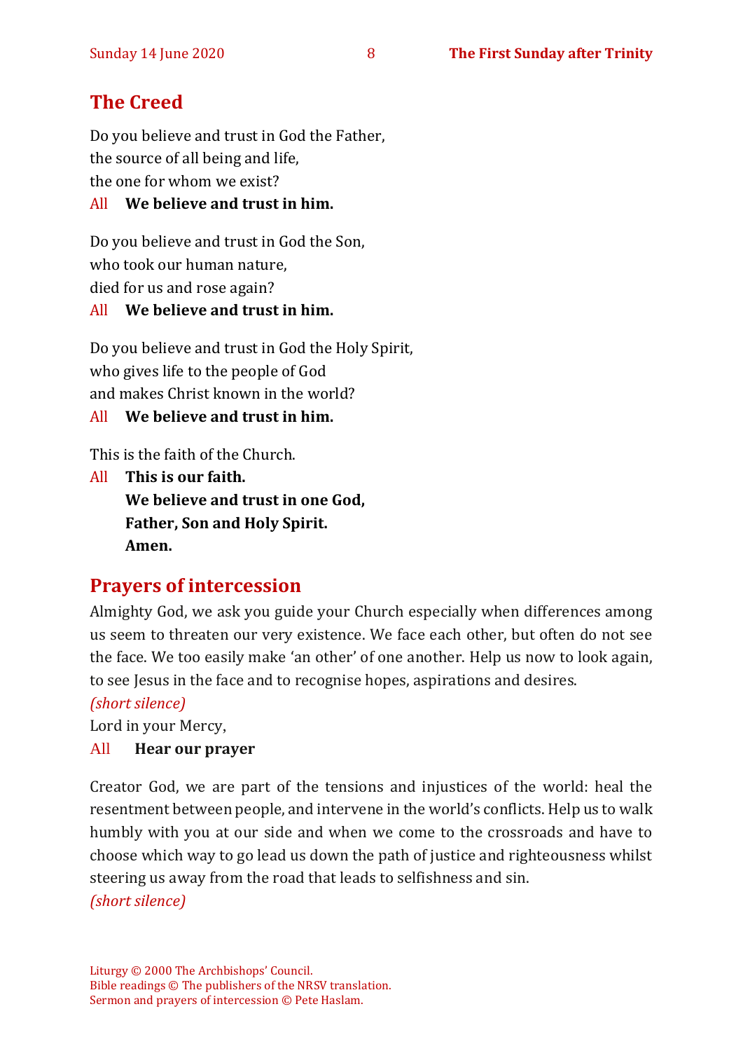## The Creed

Do you believe and trust in God the Father,
the source of all being and life,
the one for whom we exist?

All **We believe and trust in him.**

Do you believe and trust in God the Son,
who took our human nature,
died for us and rose again?

All **We believe and trust in him.**

Do you believe and trust in God the Holy Spirit,
who gives life to the people of God
and makes Christ known in the world?

All **We believe and trust in him.**

This is the faith of the Church.

All **This is our faith.**
**We believe and trust in one God,**
**Father, Son and Holy Spirit.**
**Amen.**

## Prayers of intercession

Almighty God, we ask you guide your Church especially when differences among us seem to threaten our very existence. We face each other, but often do not see the face. We too easily make 'an other' of one another. Help us now to look again, to see Jesus in the face and to recognise hopes, aspirations and desires.

*(short silence)*

Lord in your Mercy,

All **Hear our prayer**

Creator God, we are part of the tensions and injustices of the world: heal the resentment between people, and intervene in the world's conflicts. Help us to walk humbly with you at our side and when we come to the crossroads and have to choose which way to go lead us down the path of justice and righteousness whilst steering us away from the road that leads to selfishness and sin.

*(short silence)*

Liturgy © 2000 The Archbishops' Council.
Bible readings © The publishers of the NRSV translation.
Sermon and prayers of intercession © Pete Haslam.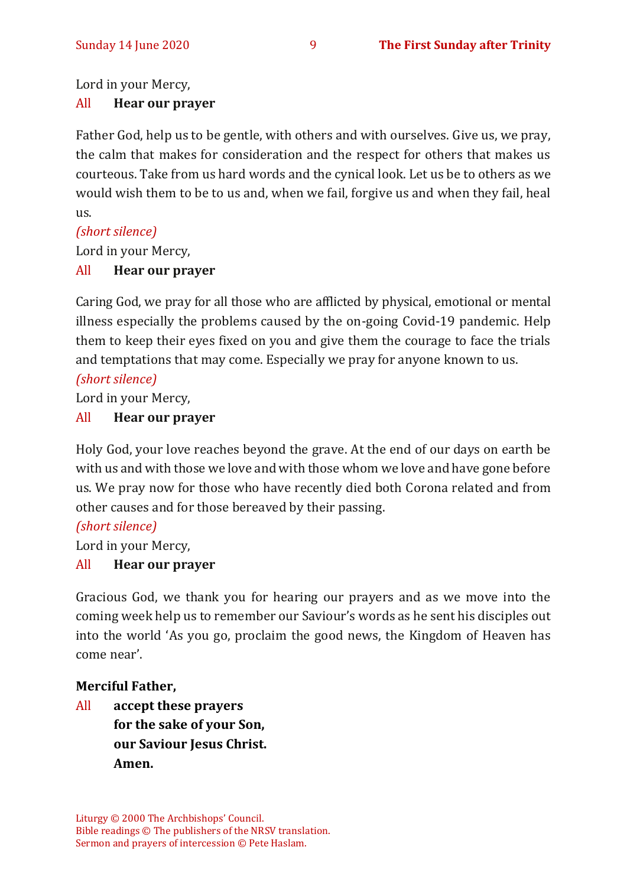Lord in your Mercy,

All **Hear our prayer**

Father God, help us to be gentle, with others and with ourselves. Give us, we pray, the calm that makes for consideration and the respect for others that makes us courteous. Take from us hard words and the cynical look. Let us be to others as we would wish them to be to us and, when we fail, forgive us and when they fail, heal us.

*(short silence)*

Lord in your Mercy,

All **Hear our prayer**

Caring God, we pray for all those who are afflicted by physical, emotional or mental illness especially the problems caused by the on-going Covid-19 pandemic. Help them to keep their eyes fixed on you and give them the courage to face the trials and temptations that may come. Especially we pray for anyone known to us.

*(short silence)*

Lord in your Mercy,

All **Hear our prayer**

Holy God, your love reaches beyond the grave. At the end of our days on earth be with us and with those we love and with those whom we love and have gone before us. We pray now for those who have recently died both Corona related and from other causes and for those bereaved by their passing.

*(short silence)*

Lord in your Mercy,

All **Hear our prayer**

Gracious God, we thank you for hearing our prayers and as we move into the coming week help us to remember our Saviour's words as he sent his disciples out into the world 'As you go, proclaim the good news, the Kingdom of Heaven has come near'.

**Merciful Father,**

All **accept these prayers**
**for the sake of your Son,**
**our Saviour Jesus Christ.**
**Amen.**

Liturgy © 2000 The Archbishops' Council.
Bible readings © The publishers of the NRSV translation.
Sermon and prayers of intercession © Pete Haslam.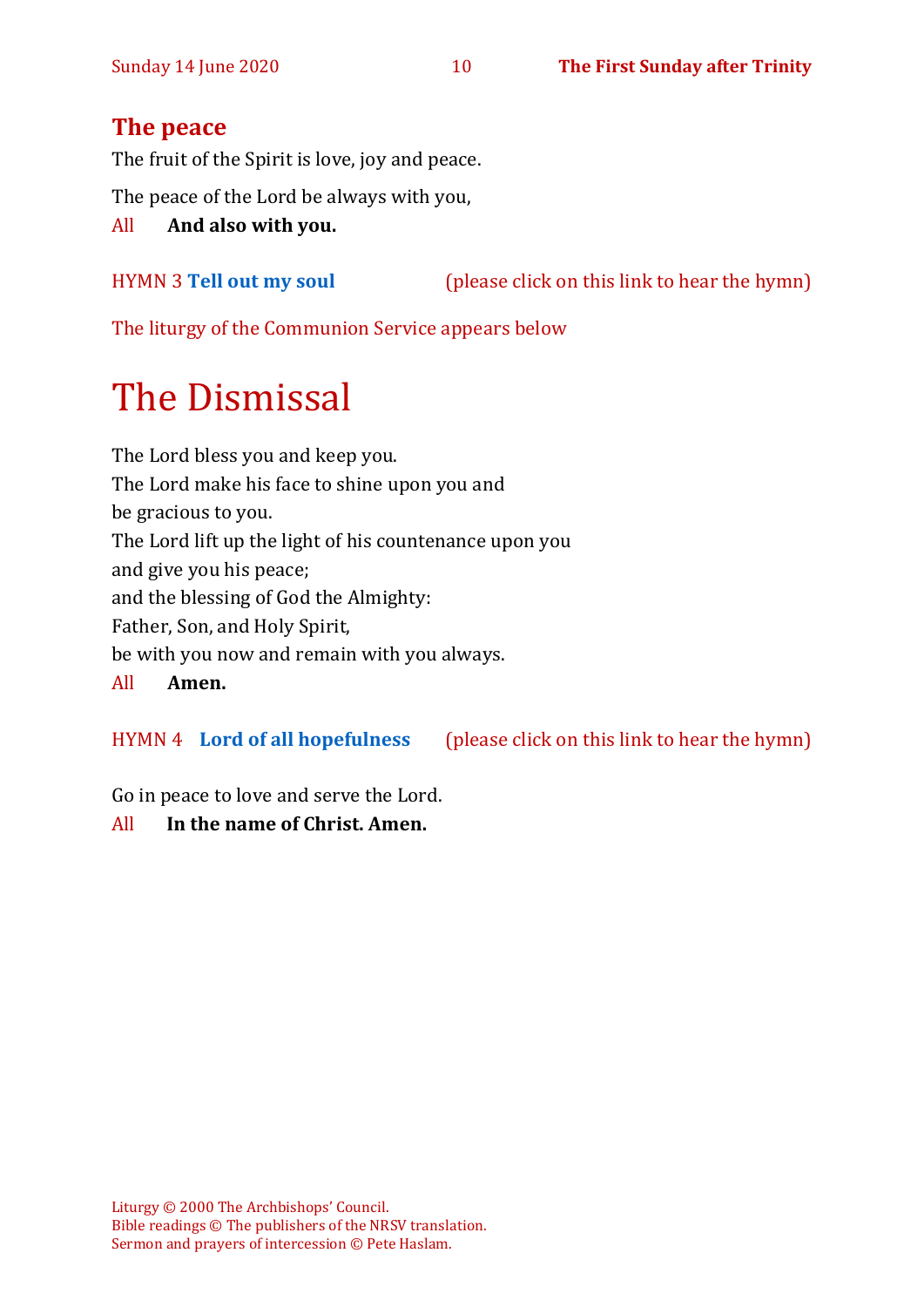## The peace

The fruit of the Spirit is love, joy and peace.

The peace of the Lord be always with you,

All **And also with you.**

HYMN 3 **Tell out my soul** (please click on this link to hear the hymn)

The liturgy of the Communion Service appears below

# The Dismissal

The Lord bless you and keep you.
The Lord make his face to shine upon you and
be gracious to you.
The Lord lift up the light of his countenance upon you
and give you his peace;
and the blessing of God the Almighty:
Father, Son, and Holy Spirit,
be with you now and remain with you always.

All **Amen.**

HYMN 4 **Lord of all hopefulness** (please click on this link to hear the hymn)

Go in peace to love and serve the Lord.

All **In the name of Christ. Amen.**

Liturgy © 2000 The Archbishops' Council.
Bible readings © The publishers of the NRSV translation.
Sermon and prayers of intercession © Pete Haslam.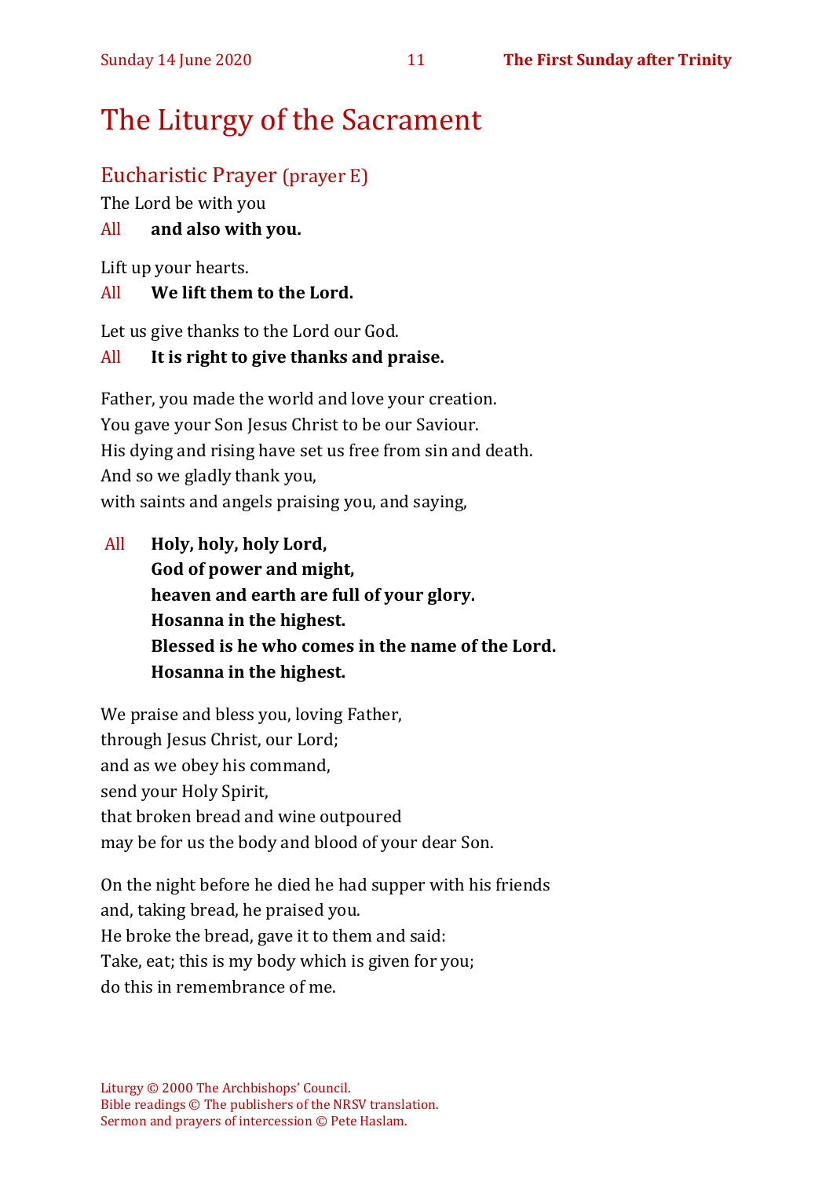# The Liturgy of the Sacrament

## Eucharistic Prayer (prayer E)

The Lord be with you

All **and also with you.**

Lift up your hearts.

All **We lift them to the Lord.**

Let us give thanks to the Lord our God.

All **It is right to give thanks and praise.**

Father, you made the world and love your creation.
You gave your Son Jesus Christ to be our Saviour.
His dying and rising have set us free from sin and death.
And so we gladly thank you,
with saints and angels praising you, and saying,

All **Holy, holy, holy Lord,**
**God of power and might,**
**heaven and earth are full of your glory.**
**Hosanna in the highest.**
**Blessed is he who comes in the name of the Lord.**
**Hosanna in the highest.**

We praise and bless you, loving Father,
through Jesus Christ, our Lord;
and as we obey his command,
send your Holy Spirit,
that broken bread and wine outpoured
may be for us the body and blood of your dear Son.

On the night before he died he had supper with his friends
and, taking bread, he praised you.
He broke the bread, gave it to them and said:
Take, eat; this is my body which is given for you;
do this in remembrance of me.

Liturgy © 2000 The Archbishops' Council.
Bible readings © The publishers of the NRSV translation.
Sermon and prayers of intercession © Pete Haslam.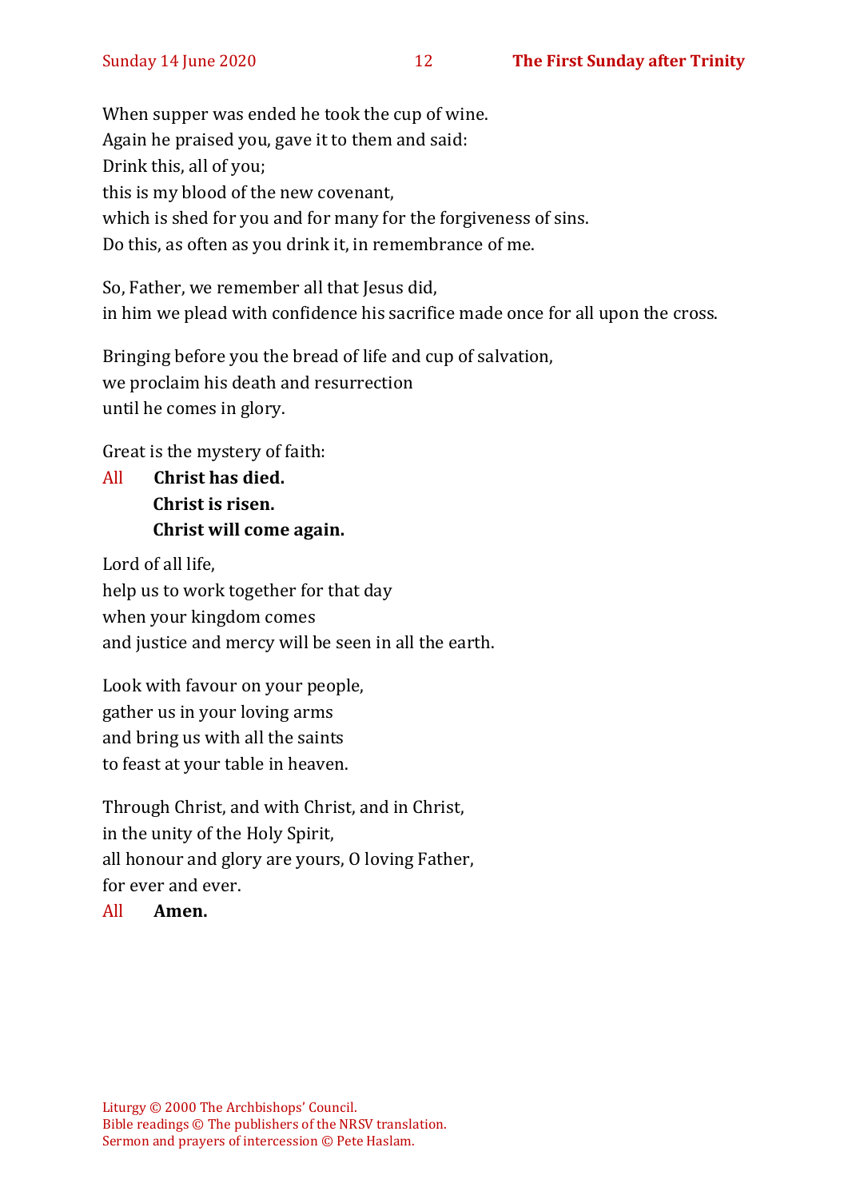When supper was ended he took the cup of wine.
Again he praised you, gave it to them and said:
Drink this, all of you;
this is my blood of the new covenant,
which is shed for you and for many for the forgiveness of sins.
Do this, as often as you drink it, in remembrance of me.

So, Father, we remember all that Jesus did,
in him we plead with confidence his sacrifice made once for all upon the cross.

Bringing before you the bread of life and cup of salvation,
we proclaim his death and resurrection
until he comes in glory.

Great is the mystery of faith:

All **Christ has died.**
**Christ is risen.**
**Christ will come again.**

Lord of all life,
help us to work together for that day
when your kingdom comes
and justice and mercy will be seen in all the earth.

Look with favour on your people,
gather us in your loving arms
and bring us with all the saints
to feast at your table in heaven.

Through Christ, and with Christ, and in Christ,
in the unity of the Holy Spirit,
all honour and glory are yours, O loving Father,
for ever and ever.

All **Amen.**

Liturgy © 2000 The Archbishops' Council.
Bible readings © The publishers of the NRSV translation.
Sermon and prayers of intercession © Pete Haslam.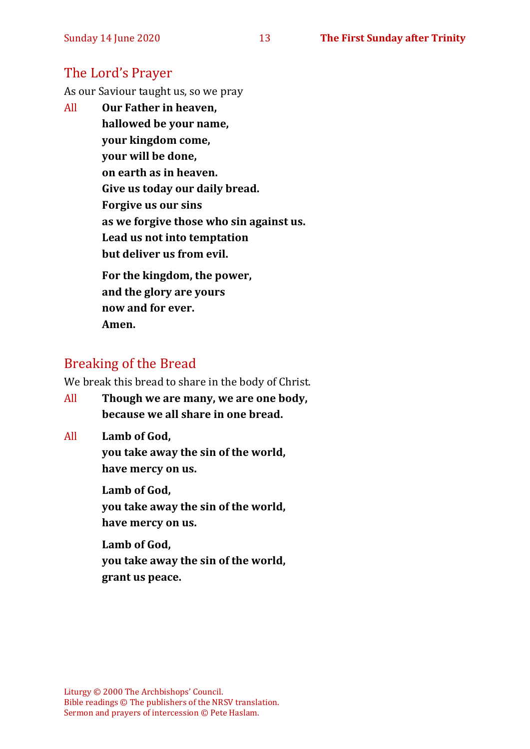## The Lord's Prayer

As our Saviour taught us, so we pray

All **Our Father in heaven,**
**hallowed be your name,**
**your kingdom come,**
**your will be done,**
**on earth as in heaven.**
**Give us today our daily bread.**
**Forgive us our sins**
**as we forgive those who sin against us.**
**Lead us not into temptation**
**but deliver us from evil.**

**For the kingdom, the power,**
**and the glory are yours**
**now and for ever.**
**Amen.**

## Breaking of the Bread

We break this bread to share in the body of Christ.

All **Though we are many, we are one body,**
**because we all share in one bread.**

All **Lamb of God,**
**you take away the sin of the world,**
**have mercy on us.**

**Lamb of God,**
**you take away the sin of the world,**
**have mercy on us.**

**Lamb of God,**
**you take away the sin of the world,**
**grant us peace.**

Liturgy © 2000 The Archbishops' Council.
Bible readings © The publishers of the NRSV translation.
Sermon and prayers of intercession © Pete Haslam.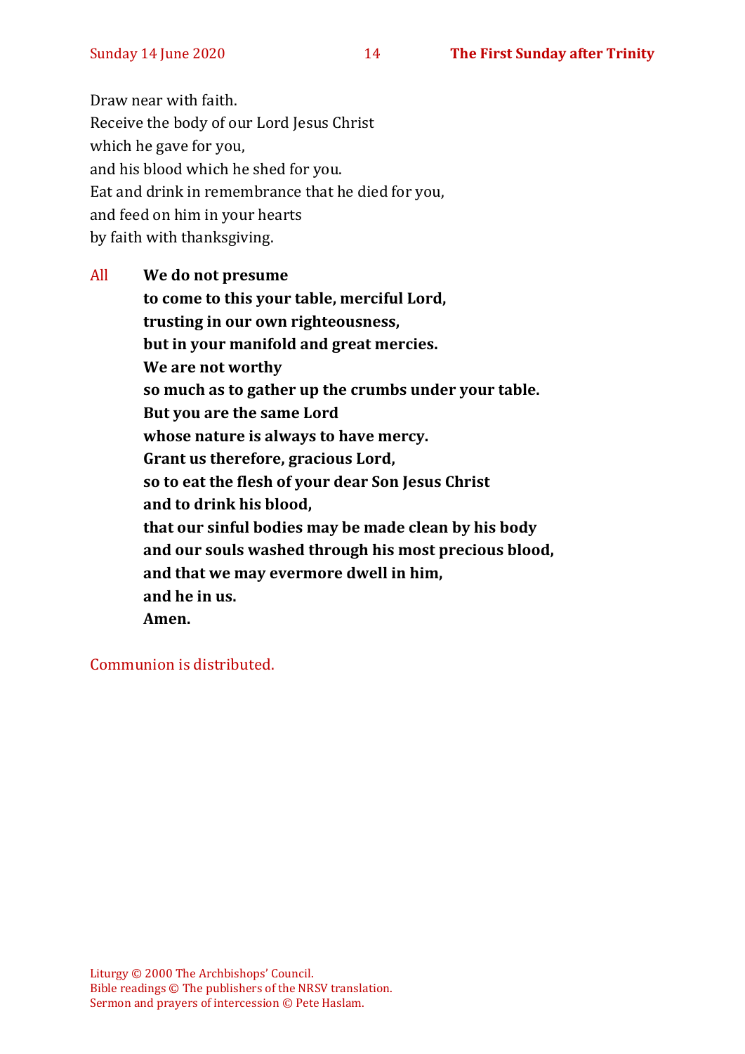Draw near with faith.
Receive the body of our Lord Jesus Christ
which he gave for you,
and his blood which he shed for you.
Eat and drink in remembrance that he died for you,
and feed on him in your hearts
by faith with thanksgiving.

All **We do not presume**
**to come to this your table, merciful Lord,**
**trusting in our own righteousness,**
**but in your manifold and great mercies.**
**We are not worthy**
**so much as to gather up the crumbs under your table.**
**But you are the same Lord**
**whose nature is always to have mercy.**
**Grant us therefore, gracious Lord,**
**so to eat the flesh of your dear Son Jesus Christ**
**and to drink his blood,**
**that our sinful bodies may be made clean by his body**
**and our souls washed through his most precious blood,**
**and that we may evermore dwell in him,**
**and he in us.**
**Amen.**

Communion is distributed.

Liturgy © 2000 The Archbishops' Council.
Bible readings © The publishers of the NRSV translation.
Sermon and prayers of intercession © Pete Haslam.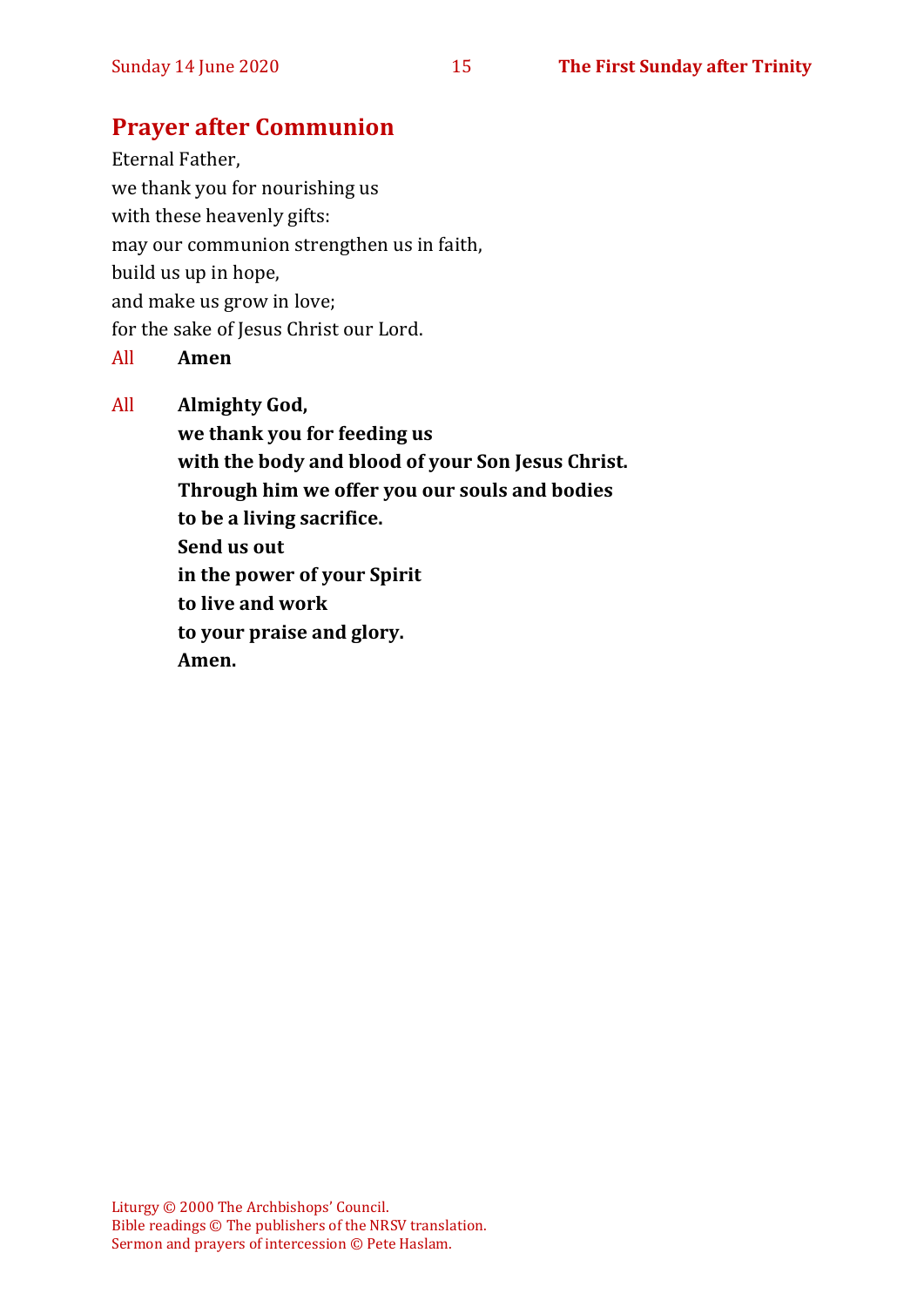## Prayer after Communion

Eternal Father,
we thank you for nourishing us
with these heavenly gifts:
may our communion strengthen us in faith,
build us up in hope,
and make us grow in love;
for the sake of Jesus Christ our Lord.

All **Amen**

All **Almighty God,**
**we thank you for feeding us**
**with the body and blood of your Son Jesus Christ.**
**Through him we offer you our souls and bodies**
**to be a living sacrifice.**
**Send us out**
**in the power of your Spirit**
**to live and work**
**to your praise and glory.**
**Amen.**

Liturgy © 2000 The Archbishops' Council.
Bible readings © The publishers of the NRSV translation.
Sermon and prayers of intercession © Pete Haslam.